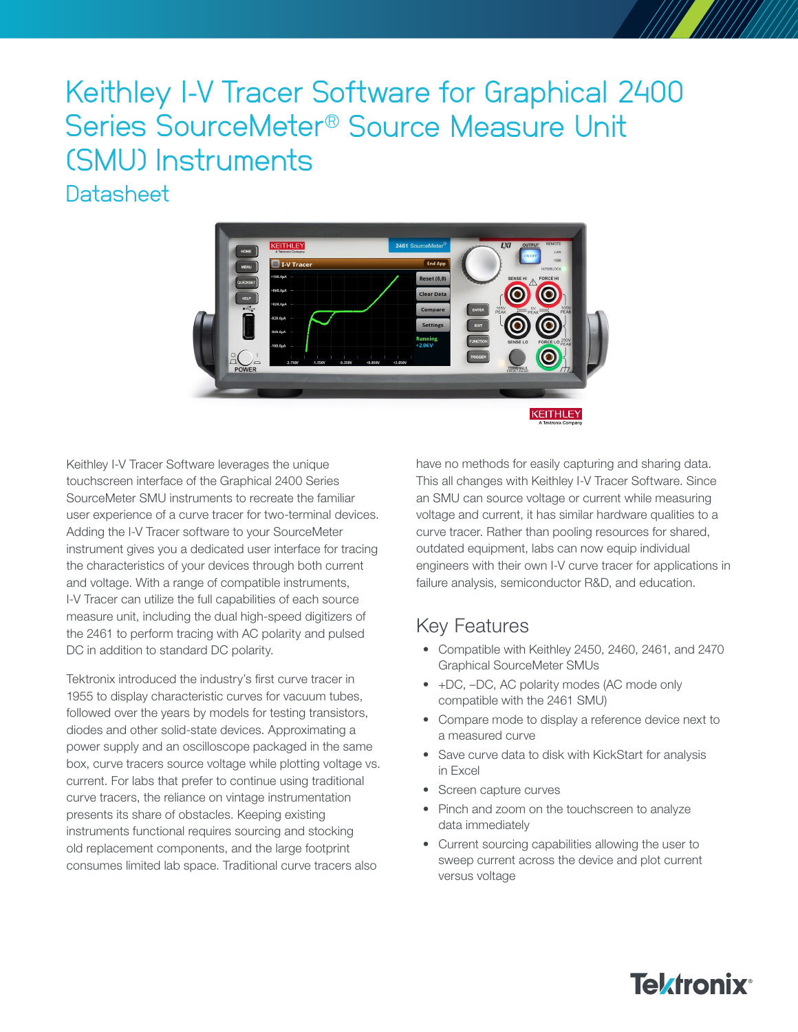# Keithley I-V Tracer Software for Graphical 2400 Series SourceMeter® Source Measure Unit (SMU) Instruments

## Datasheet

Keithley I-V Tracer Software leverages the unique touchscreen interface of the Graphical 2400 Series SourceMeter SMU instruments to recreate the familiar user experience of a curve tracer for two-terminal devices. Adding the I-V Tracer software to your SourceMeter instrument gives you a dedicated user interface for tracing the characteristics of your devices through both current and voltage. With a range of compatible instruments, I-V Tracer can utilize the full capabilities of each source measure unit, including the dual high-speed digitizers of the 2461 to perform tracing with AC polarity and pulsed DC in addition to standard DC polarity.

Tektronix introduced the industry's first curve tracer in 1955 to display characteristic curves for vacuum tubes, followed over the years by models for testing transistors, diodes and other solid-state devices. Approximating a power supply and an oscilloscope packaged in the same box, curve tracers source voltage while plotting voltage vs. current. For labs that prefer to continue using traditional curve tracers, the reliance on vintage instrumentation presents its share of obstacles. Keeping existing instruments functional requires sourcing and stocking old replacement components, and the large footprint consumes limited lab space. Traditional curve tracers also have no methods for easily capturing and sharing data. This all changes with Keithley I-V Tracer Software. Since an SMU can source voltage or current while measuring voltage and current, it has similar hardware qualities to a curve tracer. Rather than pooling resources for shared, outdated equipment, labs can now equip individual engineers with their own I-V curve tracer for applications in failure analysis, semiconductor R&D, and education.

## Key Features

- Compatible with Keithley 2450, 2460, 2461, and 2470 Graphical SourceMeter SMUs
- +DC, –DC, AC polarity modes (AC mode only compatible with the 2461 SMU)
- Compare mode to display a reference device next to a measured curve
- Save curve data to disk with KickStart for analysis in Excel
- Screen capture curves
- Pinch and zoom on the touchscreen to analyze data immediately
- Current sourcing capabilities allowing the user to sweep current across the device and plot current versus voltage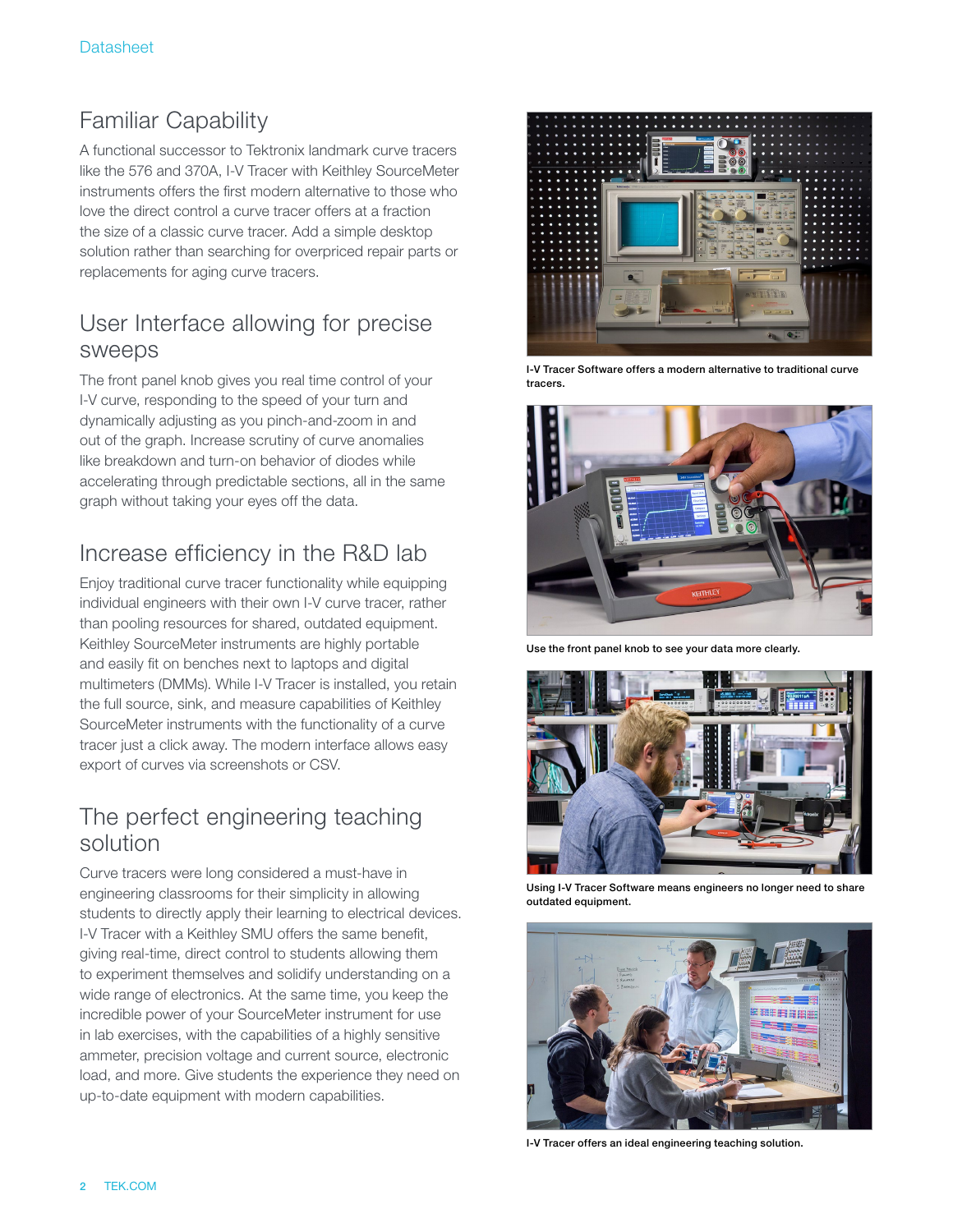## Familiar Capability

A functional successor to Tektronix landmark curve tracers like the 576 and 370A, I-V Tracer with Keithley SourceMeter instruments offers the first modern alternative to those who love the direct control a curve tracer offers at a fraction the size of a classic curve tracer. Add a simple desktop solution rather than searching for overpriced repair parts or replacements for aging curve tracers.

## User Interface allowing for precise sweeps

The front panel knob gives you real time control of your I-V curve, responding to the speed of your turn and dynamically adjusting as you pinch-and-zoom in and out of the graph. Increase scrutiny of curve anomalies like breakdown and turn-on behavior of diodes while accelerating through predictable sections, all in the same graph without taking your eyes off the data.

## Increase efficiency in the R&D lab

Enjoy traditional curve tracer functionality while equipping individual engineers with their own I-V curve tracer, rather than pooling resources for shared, outdated equipment. Keithley SourceMeter instruments are highly portable and easily fit on benches next to laptops and digital multimeters (DMMs). While I-V Tracer is installed, you retain the full source, sink, and measure capabilities of Keithley SourceMeter instruments with the functionality of a curve tracer just a click away. The modern interface allows easy export of curves via screenshots or CSV.

## The perfect engineering teaching solution

Curve tracers were long considered a must-have in engineering classrooms for their simplicity in allowing students to directly apply their learning to electrical devices. I-V Tracer with a Keithley SMU offers the same benefit, giving real-time, direct control to students allowing them to experiment themselves and solidify understanding on a wide range of electronics. At the same time, you keep the incredible power of your SourceMeter instrument for use in lab exercises, with the capabilities of a highly sensitive ammeter, precision voltage and current source, electronic load, and more. Give students the experience they need on up-to-date equipment with modern capabilities.

**I-V Tracer Software offers a modern alternative to traditional curve tracers.**

**Use the front panel knob to see your data more clearly.**

**Using I-V Tracer Software means engineers no longer need to share outdated equipment.**

**I-V Tracer offers an ideal engineering teaching solution.**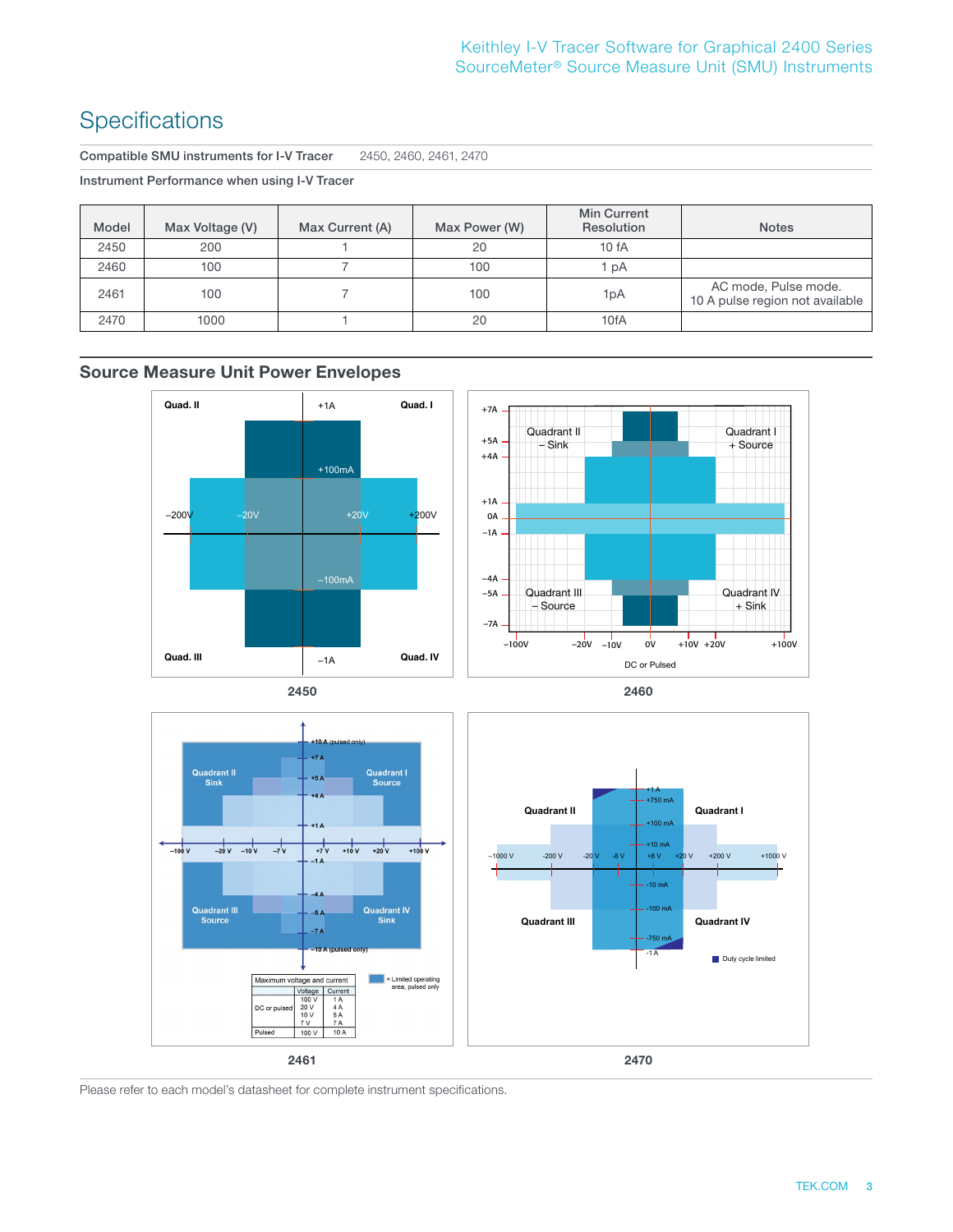# Specifications

| Compatible SMU instruments for I-V Tracer | 2450, 2460, 2461, 2470 |
|---|---|

**Instrument Performance when using I-V Tracer**

| Model | Max Voltage (V) | Max Current (A) | Max Power (W) | Min Current Resolution | Notes |
|---|---|---|---|---|---|
| 2450 | 200 | 1 | 20 | 10 fA | |
| 2460 | 100 | 7 | 100 | 1 pA | |
| 2461 | 100 | 7 | 100 | 1pA | AC mode, Pulse mode. 10 A pulse region not available |
| 2470 | 1000 | 1 | 20 | 10fA | |

## Source Measure Unit Power Envelopes

2450

2460

2461

2470

Please refer to each model's datasheet for complete instrument specifications.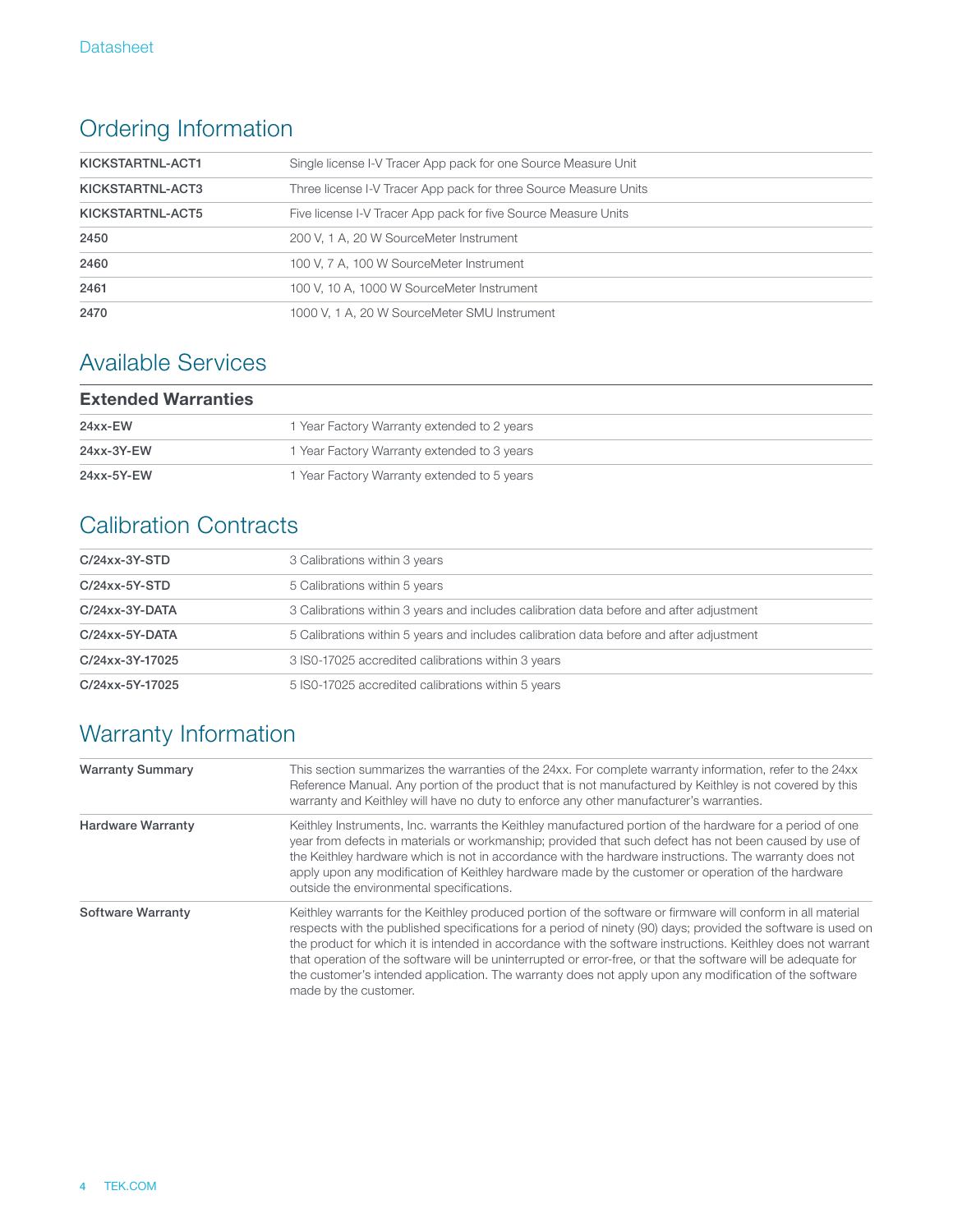## Ordering Information

| | |
|---|---|
| **KICKSTARTNL-ACT1** | Single license I-V Tracer App pack for one Source Measure Unit |
| **KICKSTARTNL-ACT3** | Three license I-V Tracer App pack for three Source Measure Units |
| **KICKSTARTNL-ACT5** | Five license I-V Tracer App pack for five Source Measure Units |
| **2450** | 200 V, 1 A, 20 W SourceMeter Instrument |
| **2460** | 100 V, 7 A, 100 W SourceMeter Instrument |
| **2461** | 100 V, 10 A, 1000 W SourceMeter Instrument |
| **2470** | 1000 V, 1 A, 20 W SourceMeter SMU Instrument |

## Available Services

| **Extended Warranties** | |
|---|---|
| **24xx-EW** | 1 Year Factory Warranty extended to 2 years |
| **24xx-3Y-EW** | 1 Year Factory Warranty extended to 3 years |
| **24xx-5Y-EW** | 1 Year Factory Warranty extended to 5 years |

## Calibration Contracts

| | |
|---|---|
| **C/24xx-3Y-STD** | 3 Calibrations within 3 years |
| **C/24xx-5Y-STD** | 5 Calibrations within 5 years |
| **C/24xx-3Y-DATA** | 3 Calibrations within 3 years and includes calibration data before and after adjustment |
| **C/24xx-5Y-DATA** | 5 Calibrations within 5 years and includes calibration data before and after adjustment |
| **C/24xx-3Y-17025** | 3 IS0-17025 accredited calibrations within 3 years |
| **C/24xx-5Y-17025** | 5 IS0-17025 accredited calibrations within 5 years |

## Warranty Information

| | |
|---|---|
| **Warranty Summary** | This section summarizes the warranties of the 24xx. For complete warranty information, refer to the 24xx Reference Manual. Any portion of the product that is not manufactured by Keithley is not covered by this warranty and Keithley will have no duty to enforce any other manufacturer's warranties. |
| **Hardware Warranty** | Keithley Instruments, Inc. warrants the Keithley manufactured portion of the hardware for a period of one year from defects in materials or workmanship; provided that such defect has not been caused by use of the Keithley hardware which is not in accordance with the hardware instructions. The warranty does not apply upon any modification of Keithley hardware made by the customer or operation of the hardware outside the environmental specifications. |
| **Software Warranty** | Keithley warrants for the Keithley produced portion of the software or firmware will conform in all material respects with the published specifications for a period of ninety (90) days; provided the software is used on the product for which it is intended in accordance with the software instructions. Keithley does not warrant that operation of the software will be uninterrupted or error-free, or that the software will be adequate for the customer's intended application. The warranty does not apply upon any modification of the software made by the customer. |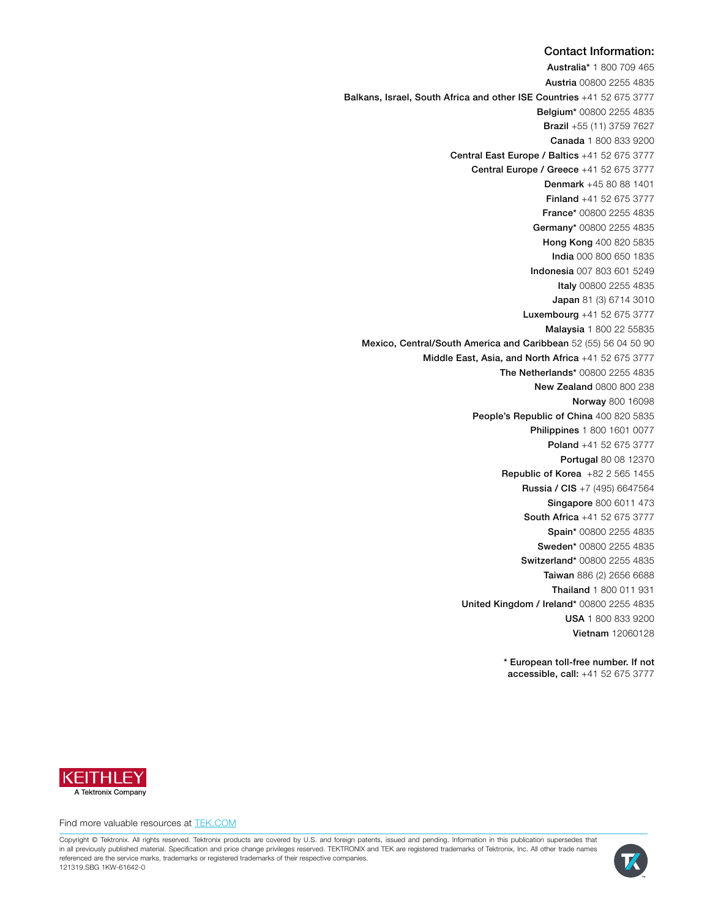## Contact Information:

**Australia*** 1 800 709 465
**Austria** 00800 2255 4835
**Balkans, Israel, South Africa and other ISE Countries** +41 52 675 3777
**Belgium*** 00800 2255 4835
**Brazil** +55 (11) 3759 7627
**Canada** 1 800 833 9200
**Central East Europe / Baltics** +41 52 675 3777
**Central Europe / Greece** +41 52 675 3777
**Denmark** +45 80 88 1401
**Finland** +41 52 675 3777
**France*** 00800 2255 4835
**Germany*** 00800 2255 4835
**Hong Kong** 400 820 5835
**India** 000 800 650 1835
**Indonesia** 007 803 601 5249
**Italy** 00800 2255 4835
**Japan** 81 (3) 6714 3010
**Luxembourg** +41 52 675 3777
**Malaysia** 1 800 22 55835
**Mexico, Central/South America and Caribbean** 52 (55) 56 04 50 90
**Middle East, Asia, and North Africa** +41 52 675 3777
**The Netherlands*** 00800 2255 4835
**New Zealand** 0800 800 238
**Norway** 800 16098
**People's Republic of China** 400 820 5835
**Philippines** 1 800 1601 0077
**Poland** +41 52 675 3777
**Portugal** 80 08 12370
**Republic of Korea** +82 2 565 1455
**Russia / CIS** +7 (495) 6647564
**Singapore** 800 6011 473
**South Africa** +41 52 675 3777
**Spain*** 00800 2255 4835
**Sweden*** 00800 2255 4835
**Switzerland*** 00800 2255 4835
**Taiwan** 886 (2) 2656 6688
**Thailand** 1 800 011 931
**United Kingdom / Ireland*** 00800 2255 4835
**USA** 1 800 833 9200
**Vietnam** 12060128

**\* European toll-free number. If not accessible, call:** +41 52 675 3777

KEITHLEY
A Tektronix Company

Find more valuable resources at TEK.COM

Copyright © Tektronix. All rights reserved. Tektronix products are covered by U.S. and foreign patents, issued and pending. Information in this publication supersedes that in all previously published material. Specification and price change privileges reserved. TEKTRONIX and TEK are registered trademarks of Tektronix, Inc. All other trade names referenced are the service marks, trademarks or registered trademarks of their respective companies.
121319.SBG 1KW-61642-0